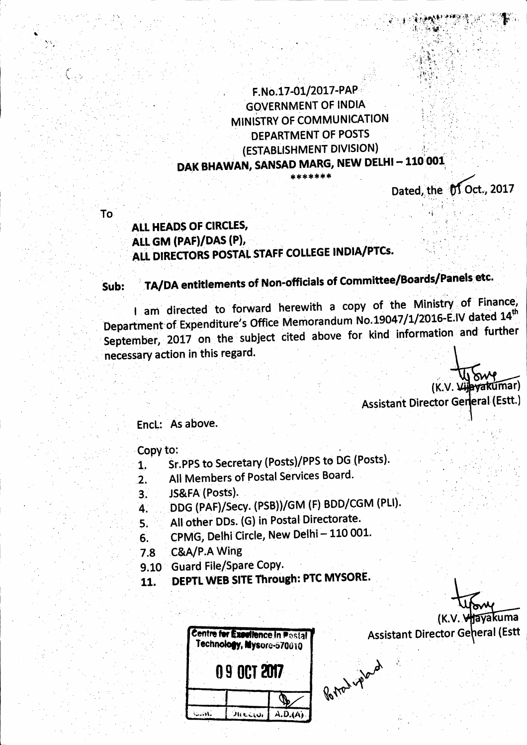F.No.17-01/2017-PAP
GOVERNMENT OF INDIA
MINISTRY OF COMMUNICATION
DEPARTMENT OF POSTS
(ESTABLISHMENT DIVISION)
**DAK BHAWAN, SANSAD MARG, NEW DELHI – 110 001**

*******

Dated, the 01 Oct., 2017

To

**ALL HEADS OF CIRCLES,**
**ALL GM (PAF)/DAS (P),**
**ALL DIRECTORS POSTAL STAFF COLLEGE INDIA/PTCs.**

**Sub: TA/DA entitlements of Non-officials of Committee/Boards/Panels etc.**

I am directed to forward herewith a copy of the Ministry of Finance, Department of Expenditure's Office Memorandum No.19047/1/2016-E.IV dated 14th September, 2017 on the subject cited above for kind information and further necessary action in this regard.

(K.V. Vijayakumar)
Assistant Director General (Estt.)

Encl: As above.

Copy to:

1. Sr.PPS to Secretary (Posts)/PPS to DG (Posts).
2. All Members of Postal Services Board.
3. JS&FA (Posts).
4. DDG (PAF)/Secy. (PSB))/GM (F) BDD/CGM (PLI).
5. All other DDs. (G) in Postal Directorate.
6. CPMG, Delhi Circle, New Delhi – 110 001.

7.8 C&A/P.A Wing

9.10 Guard File/Spare Copy.

11. **DEPTL WEB SITE Through: PTC MYSORE.**

(K.V. Vijayakuma
Assistant Director General (Estt

Centre for Excellence in Postal Technology, Mysore-570010
09 OCT 2017

Portal upload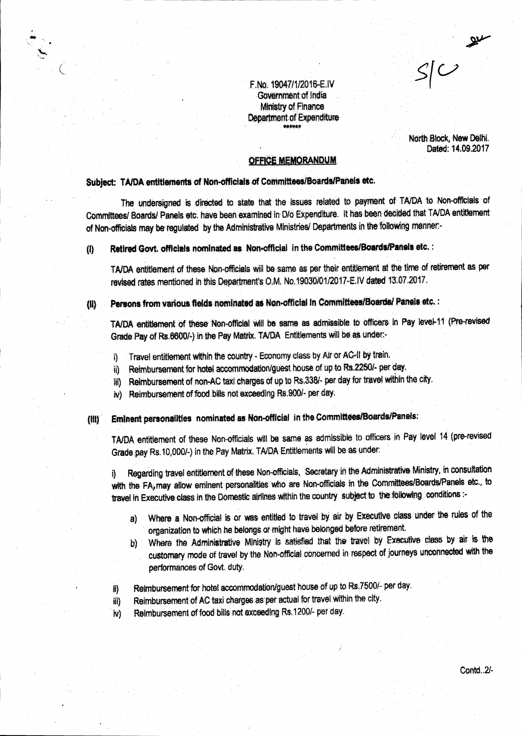F.No. 19047/1/2016-E.IV
Government of India
Ministry of Finance
Department of Expenditure
\*\*\*\*\*\*

North Block, New Delhi.
Dated: 14.09.2017

**OFFICE MEMORANDUM**

**Subject: TA/DA entitlements of Non-officials of Committees/Boards/Panels etc.**

The undersigned is directed to state that the issues related to payment of TA/DA to Non-officials of Committees/ Boards/ Panels etc. have been examined in D/o Expenditure. It has been decided that TA/DA entitlement of Non-officials may be regulated by the Administrative Ministries/ Departments in the following manner:-

**(I) Retired Govt. officials nominated as Non-official in the Committees/Boards/Panels etc. :**

TA/DA entitlement of these Non-officials will be same as per their entitlement at the time of retirement as per revised rates mentioned in this Department's O.M. No.19030/01/2017-E.IV dated 13.07.2017.

**(II) Persons from various fields nominated as Non-official in Committees/Boards/ Panels etc. :**

TA/DA entitlement of these Non-official will be same as admissible to officers in Pay level-11 (Pre-revised Grade Pay of Rs.6600/-) in the Pay Matrix. TA/DA Entitlements will be as under:-

i) Travel entitlement within the country - Economy class by Air or AC-II by train.
ii) Reimbursement for hotel accommodation/guest house of up to Rs.2250/- per day.
iii) Reimbursement of non-AC taxi charges of up to Rs.338/- per day for travel within the city.
iv) Reimbursement of food bills not exceeding Rs.900/- per day.

**(III) Eminent personalities nominated as Non-official in the Committees/Boards/Panels:**

TA/DA entitlement of these Non-officials will be same as admissible to officers in Pay level 14 (pre-revised Grade pay Rs.10,000/-) in the Pay Matrix. TA/DA Entitlements will be as under:

i) Regarding travel entitlement of these Non-officials, Secretary in the Administrative Ministry, in consultation with the FA, may allow eminent personalities who are Non-officials in the Committees/Boards/Panels etc., to travel in Executive class in the Domestic airlines within the country subject to the following conditions :-

a) Where a Non-official is or was entitled to travel by air by Executive class under the rules of the organization to which he belongs or might have belonged before retirement.
b) Where the Administrative Ministry is satisfied that the travel by Executive class by air is the customary mode of travel by the Non-official concerned in respect of journeys unconnected with the performances of Govt. duty.

ii) Reimbursement for hotel accommodation/guest house of up to Rs.7500/- per day.
iii) Reimbursement of AC taxi charges as per actual for travel within the city.
iv) Reimbursement of food bills not exceeding Rs.1200/- per day.

Contd..2/-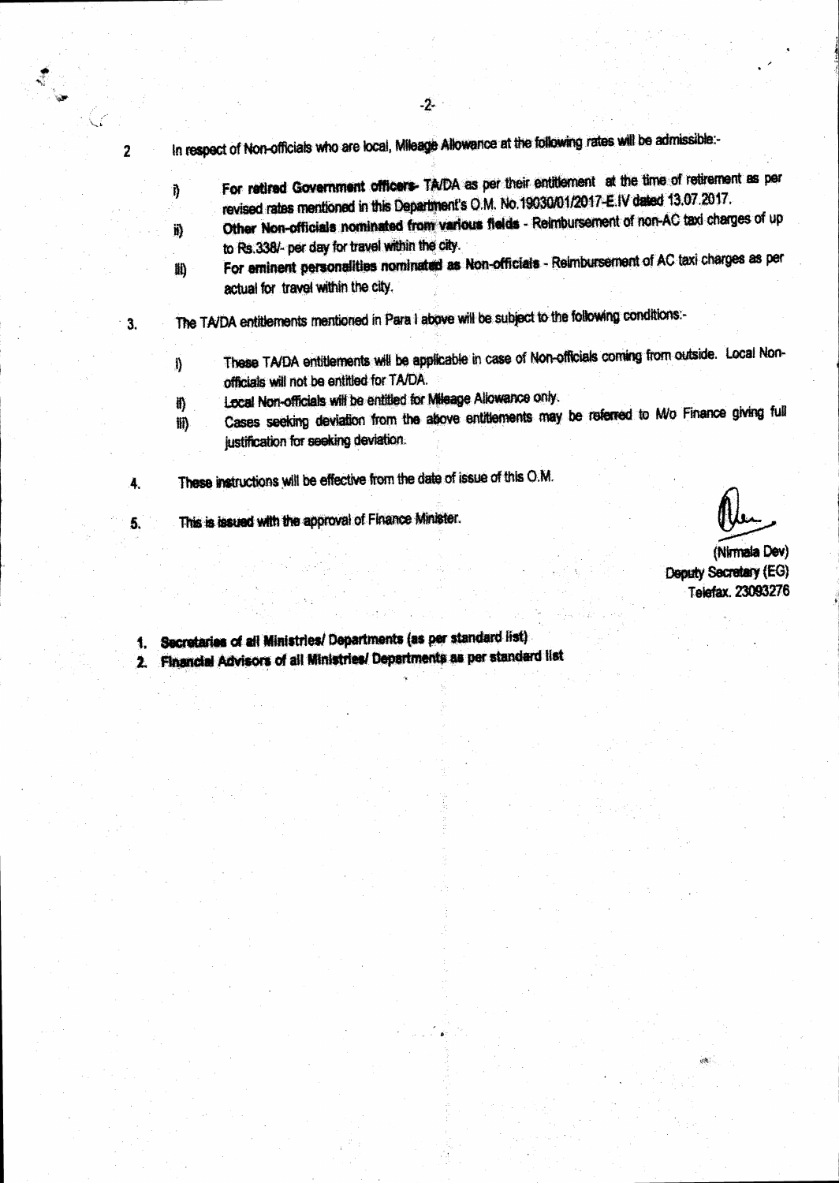2 In respect of Non-officials who are local, Mileage Allowance at the following rates will be admissible:-

i) **For retired Government officers**- TA/DA as per their entitlement at the time of retirement as per revised rates mentioned in this Department's O.M. No.19030/01/2017-E.IV dated 13.07.2017.

ii) **Other Non-officials nominated from various fields** - Reimbursement of non-AC taxi charges of up to Rs.338/- per day for travel within the city.

iii) **For eminent personalities nominated as Non-officials** - Reimbursement of AC taxi charges as per actual for travel within the city.

3. The TA/DA entitlements mentioned in Para I above will be subject to the following conditions:-

i) These TA/DA entitlements will be applicable in case of Non-officials coming from outside. Local Non-officials will not be entitled for TA/DA.

ii) Local Non-officials will be entitled for Mileage Allowance only.

iii) Cases seeking deviation from the above entitlements may be referred to M/o Finance giving full justification for seeking deviation.

4. These instructions will be effective from the date of issue of this O.M.

5. This is issued with the approval of Finance Minister.

(Nirmala Dev)
Deputy Secretary (EG)
Telefax. 23093276

1. **Secretaries of all Ministries/ Departments (as per standard list)**
2. **Financial Advisors of all Ministries/ Departments as per standard list**